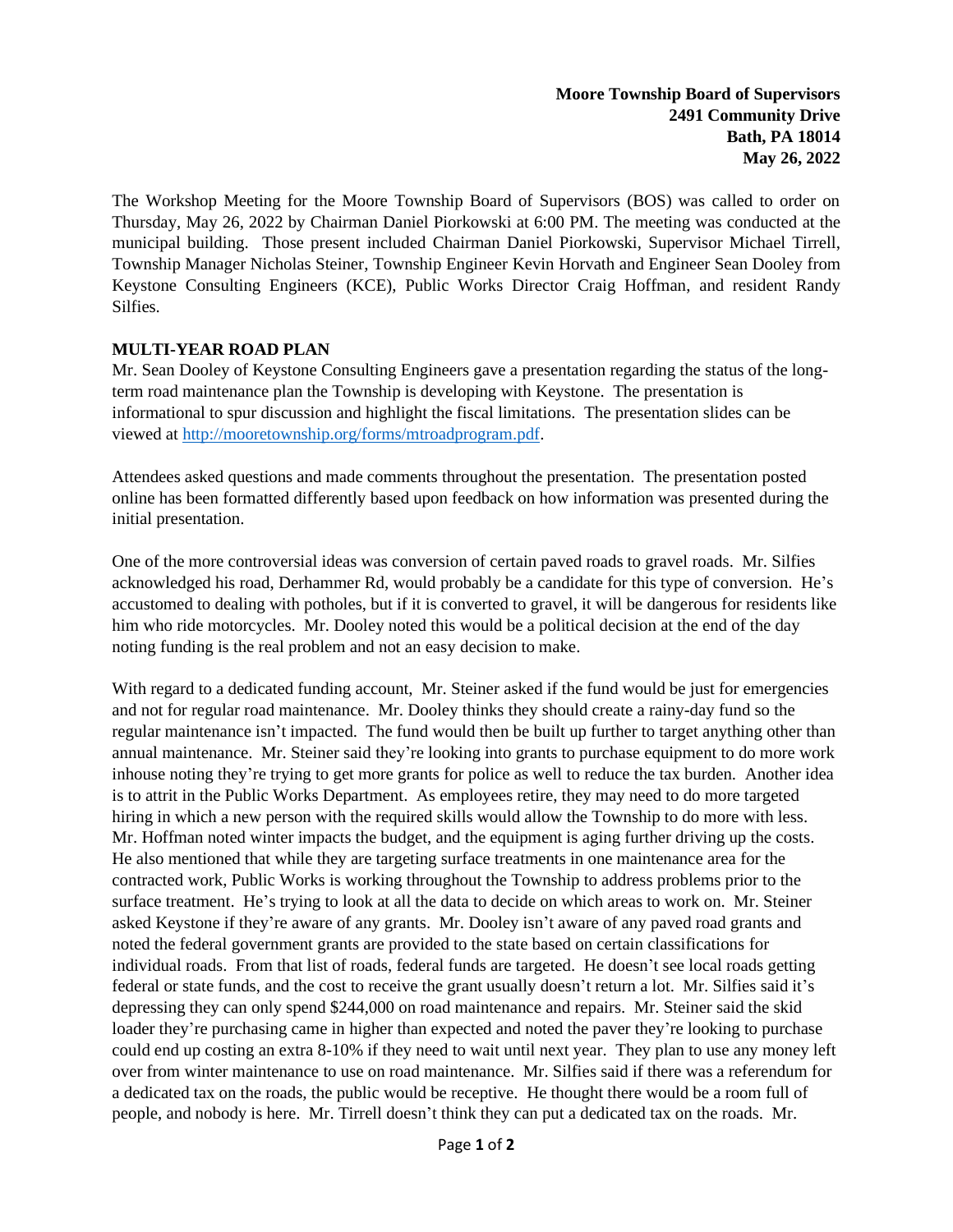**Moore Township Board of Supervisors**
**2491 Community Drive**
**Bath, PA 18014**
**May 26, 2022**

The Workshop Meeting for the Moore Township Board of Supervisors (BOS) was called to order on Thursday, May 26, 2022 by Chairman Daniel Piorkowski at 6:00 PM. The meeting was conducted at the municipal building. Those present included Chairman Daniel Piorkowski, Supervisor Michael Tirrell, Township Manager Nicholas Steiner, Township Engineer Kevin Horvath and Engineer Sean Dooley from Keystone Consulting Engineers (KCE), Public Works Director Craig Hoffman, and resident Randy Silfies.

## MULTI-YEAR ROAD PLAN

Mr. Sean Dooley of Keystone Consulting Engineers gave a presentation regarding the status of the long-term road maintenance plan the Township is developing with Keystone. The presentation is informational to spur discussion and highlight the fiscal limitations. The presentation slides can be viewed at [http://mooretownship.org/forms/mtroadprogram.pdf](http://mooretownship.org/forms/mtroadprogram.pdf).

Attendees asked questions and made comments throughout the presentation. The presentation posted online has been formatted differently based upon feedback on how information was presented during the initial presentation.

One of the more controversial ideas was conversion of certain paved roads to gravel roads. Mr. Silfies acknowledged his road, Derhammer Rd, would probably be a candidate for this type of conversion. He's accustomed to dealing with potholes, but if it is converted to gravel, it will be dangerous for residents like him who ride motorcycles. Mr. Dooley noted this would be a political decision at the end of the day noting funding is the real problem and not an easy decision to make.

With regard to a dedicated funding account, Mr. Steiner asked if the fund would be just for emergencies and not for regular road maintenance. Mr. Dooley thinks they should create a rainy-day fund so the regular maintenance isn't impacted. The fund would then be built up further to target anything other than annual maintenance. Mr. Steiner said they're looking into grants to purchase equipment to do more work inhouse noting they're trying to get more grants for police as well to reduce the tax burden. Another idea is to attrit in the Public Works Department. As employees retire, they may need to do more targeted hiring in which a new person with the required skills would allow the Township to do more with less. Mr. Hoffman noted winter impacts the budget, and the equipment is aging further driving up the costs. He also mentioned that while they are targeting surface treatments in one maintenance area for the contracted work, Public Works is working throughout the Township to address problems prior to the surface treatment. He's trying to look at all the data to decide on which areas to work on. Mr. Steiner asked Keystone if they're aware of any grants. Mr. Dooley isn't aware of any paved road grants and noted the federal government grants are provided to the state based on certain classifications for individual roads. From that list of roads, federal funds are targeted. He doesn't see local roads getting federal or state funds, and the cost to receive the grant usually doesn't return a lot. Mr. Silfies said it's depressing they can only spend $244,000 on road maintenance and repairs. Mr. Steiner said the skid loader they're purchasing came in higher than expected and noted the paver they're looking to purchase could end up costing an extra 8-10% if they need to wait until next year. They plan to use any money left over from winter maintenance to use on road maintenance. Mr. Silfies said if there was a referendum for a dedicated tax on the roads, the public would be receptive. He thought there would be a room full of people, and nobody is here. Mr. Tirrell doesn't think they can put a dedicated tax on the roads. Mr.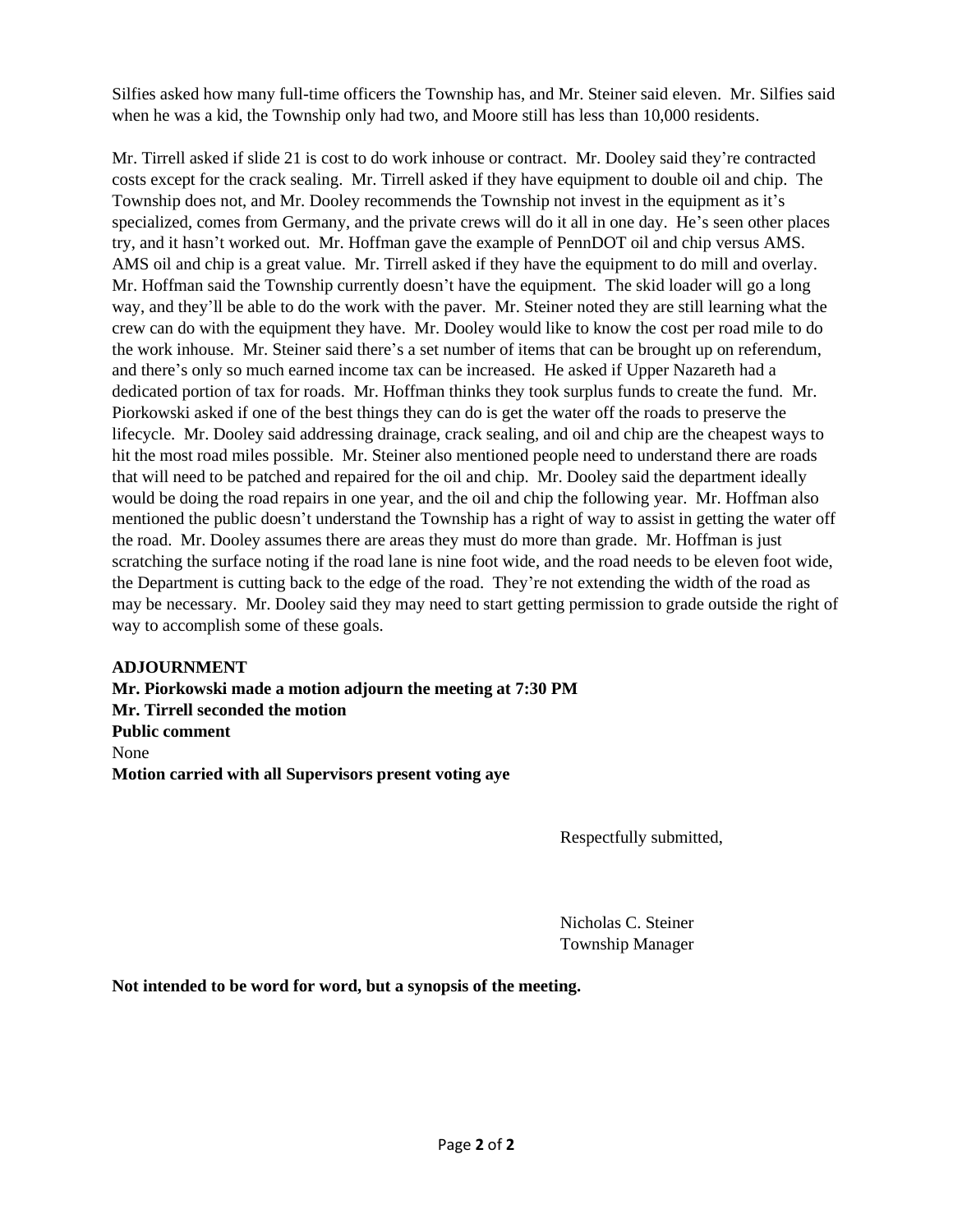Silfies asked how many full-time officers the Township has, and Mr. Steiner said eleven. Mr. Silfies said when he was a kid, the Township only had two, and Moore still has less than 10,000 residents.

Mr. Tirrell asked if slide 21 is cost to do work inhouse or contract. Mr. Dooley said they're contracted costs except for the crack sealing. Mr. Tirrell asked if they have equipment to double oil and chip. The Township does not, and Mr. Dooley recommends the Township not invest in the equipment as it's specialized, comes from Germany, and the private crews will do it all in one day. He's seen other places try, and it hasn't worked out. Mr. Hoffman gave the example of PennDOT oil and chip versus AMS. AMS oil and chip is a great value. Mr. Tirrell asked if they have the equipment to do mill and overlay. Mr. Hoffman said the Township currently doesn't have the equipment. The skid loader will go a long way, and they'll be able to do the work with the paver. Mr. Steiner noted they are still learning what the crew can do with the equipment they have. Mr. Dooley would like to know the cost per road mile to do the work inhouse. Mr. Steiner said there's a set number of items that can be brought up on referendum, and there's only so much earned income tax can be increased. He asked if Upper Nazareth had a dedicated portion of tax for roads. Mr. Hoffman thinks they took surplus funds to create the fund. Mr. Piorkowski asked if one of the best things they can do is get the water off the roads to preserve the lifecycle. Mr. Dooley said addressing drainage, crack sealing, and oil and chip are the cheapest ways to hit the most road miles possible. Mr. Steiner also mentioned people need to understand there are roads that will need to be patched and repaired for the oil and chip. Mr. Dooley said the department ideally would be doing the road repairs in one year, and the oil and chip the following year. Mr. Hoffman also mentioned the public doesn't understand the Township has a right of way to assist in getting the water off the road. Mr. Dooley assumes there are areas they must do more than grade. Mr. Hoffman is just scratching the surface noting if the road lane is nine foot wide, and the road needs to be eleven foot wide, the Department is cutting back to the edge of the road. They're not extending the width of the road as may be necessary. Mr. Dooley said they may need to start getting permission to grade outside the right of way to accomplish some of these goals.

**ADJOURNMENT**

**Mr. Piorkowski made a motion adjourn the meeting at 7:30 PM**
**Mr. Tirrell seconded the motion**
**Public comment**
None
**Motion carried with all Supervisors present voting aye**

Respectfully submitted,

Nicholas C. Steiner
Township Manager

**Not intended to be word for word, but a synopsis of the meeting.**